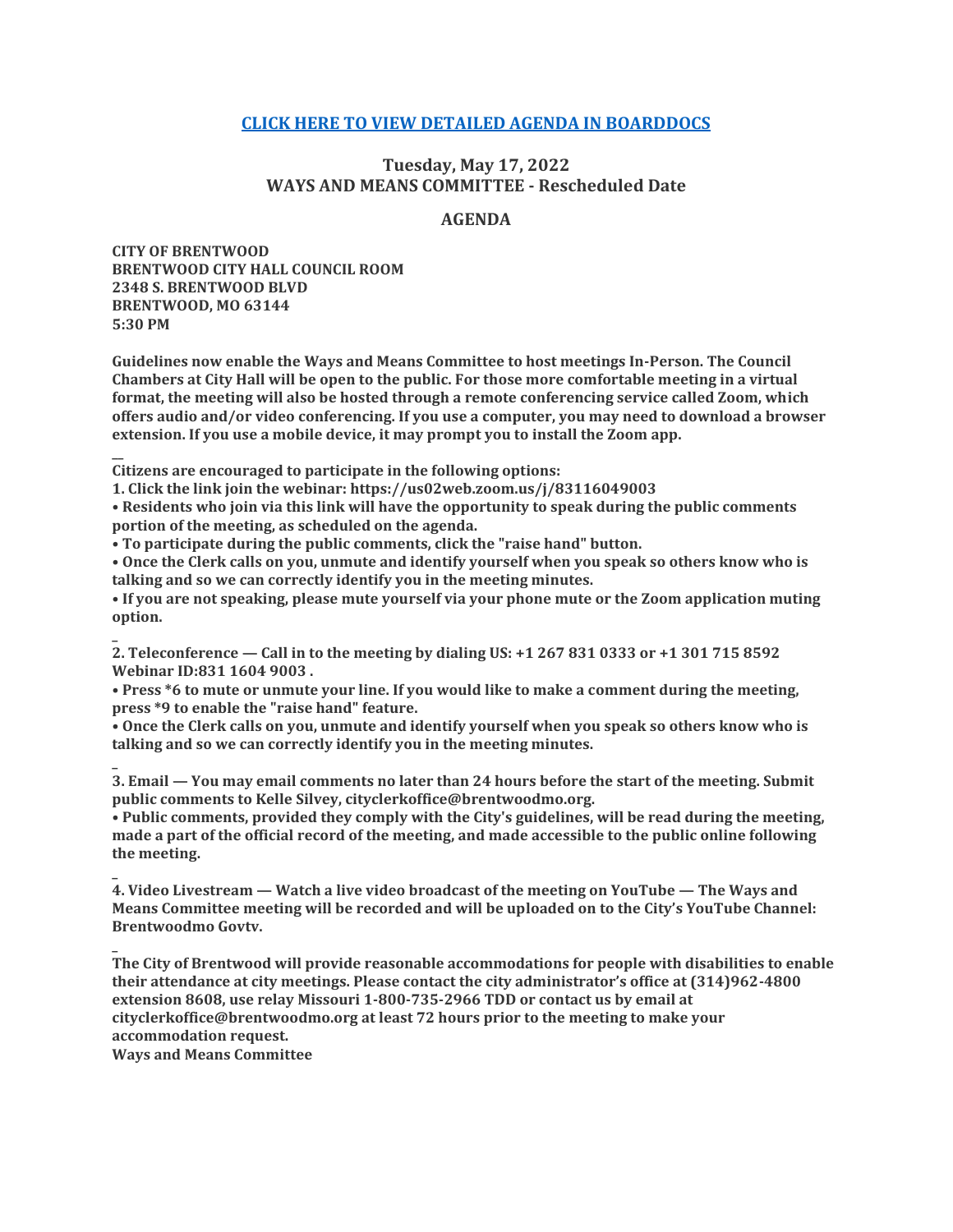**[CLICK HERE TO VIEW DETAILED AGENDA IN BOARDDOCS]**

## Tuesday, May 17, 2022
## WAYS AND MEANS COMMITTEE - Rescheduled Date

## AGENDA

**CITY OF BRENTWOOD**
**BRENTWOOD CITY HALL COUNCIL ROOM**
**2348 S. BRENTWOOD BLVD**
**BRENTWOOD, MO 63144**
**5:30 PM**

**Guidelines now enable the Ways and Means Committee to host meetings In-Person. The Council Chambers at City Hall will be open to the public. For those more comfortable meeting in a virtual format, the meeting will also be hosted through a remote conferencing service called Zoom, which offers audio and/or video conferencing. If you use a computer, you may need to download a browser extension. If you use a mobile device, it may prompt you to install the Zoom app.**

__

**Citizens are encouraged to participate in the following options:**

**1. Click the link join the webinar: https://us02web.zoom.us/j/83116049003**

**• Residents who join via this link will have the opportunity to speak during the public comments portion of the meeting, as scheduled on the agenda.**

**• To participate during the public comments, click the "raise hand" button.**

**• Once the Clerk calls on you, unmute and identify yourself when you speak so others know who is talking and so we can correctly identify you in the meeting minutes.**

**• If you are not speaking, please mute yourself via your phone mute or the Zoom application muting option.**

_

**2. Teleconference — Call in to the meeting by dialing US: +1 267 831 0333 or +1 301 715 8592 Webinar ID:831 1604 9003 .**

**• Press *6 to mute or unmute your line. If you would like to make a comment during the meeting, press *9 to enable the "raise hand" feature.**

**• Once the Clerk calls on you, unmute and identify yourself when you speak so others know who is talking and so we can correctly identify you in the meeting minutes.**

_

**3. Email — You may email comments no later than 24 hours before the start of the meeting. Submit public comments to Kelle Silvey, cityclerkoffice@brentwoodmo.org.**

**• Public comments, provided they comply with the City's guidelines, will be read during the meeting, made a part of the official record of the meeting, and made accessible to the public online following the meeting.**

_

**4. Video Livestream — Watch a live video broadcast of the meeting on YouTube — The Ways and Means Committee meeting will be recorded and will be uploaded on to the City's YouTube Channel: Brentwoodmo Govtv.**

_

**The City of Brentwood will provide reasonable accommodations for people with disabilities to enable their attendance at city meetings. Please contact the city administrator's office at (314)962-4800 extension 8608, use relay Missouri 1-800-735-2966 TDD or contact us by email at cityclerkoffice@brentwoodmo.org at least 72 hours prior to the meeting to make your accommodation request.**

**Ways and Means Committee**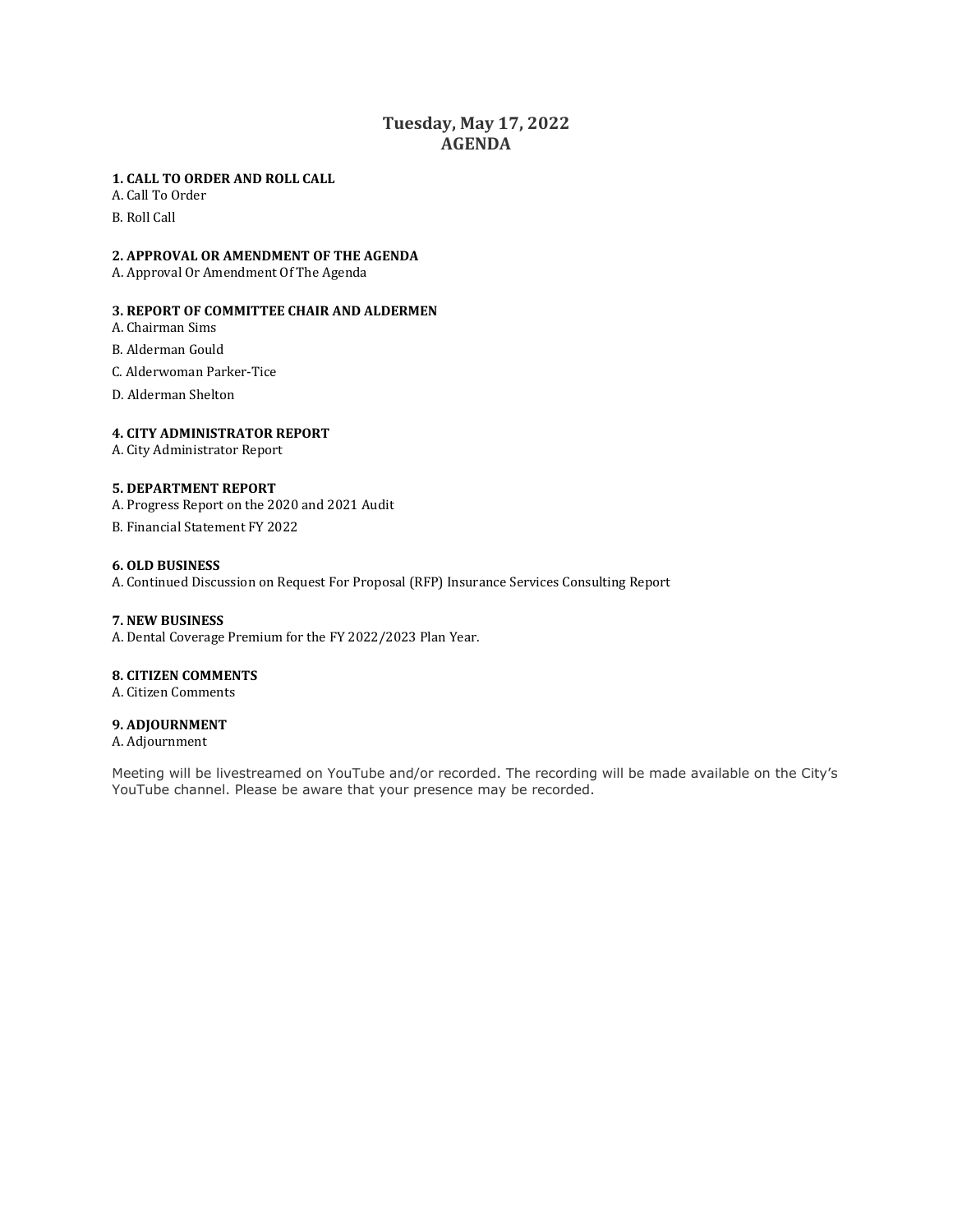# Tuesday, May 17, 2022
# AGENDA

**1. CALL TO ORDER AND ROLL CALL**

A. Call To Order

B. Roll Call

**2. APPROVAL OR AMENDMENT OF THE AGENDA**

A. Approval Or Amendment Of The Agenda

**3. REPORT OF COMMITTEE CHAIR AND ALDERMEN**

A. Chairman Sims

B. Alderman Gould

C. Alderwoman Parker-Tice

D. Alderman Shelton

**4. CITY ADMINISTRATOR REPORT**

A. City Administrator Report

**5. DEPARTMENT REPORT**

A. Progress Report on the 2020 and 2021 Audit

B. Financial Statement FY 2022

**6. OLD BUSINESS**

A. Continued Discussion on Request For Proposal (RFP) Insurance Services Consulting Report

**7. NEW BUSINESS**

A. Dental Coverage Premium for the FY 2022/2023 Plan Year.

**8. CITIZEN COMMENTS**

A. Citizen Comments

**9. ADJOURNMENT**

A. Adjournment

Meeting will be livestreamed on YouTube and/or recorded. The recording will be made available on the City's YouTube channel. Please be aware that your presence may be recorded.